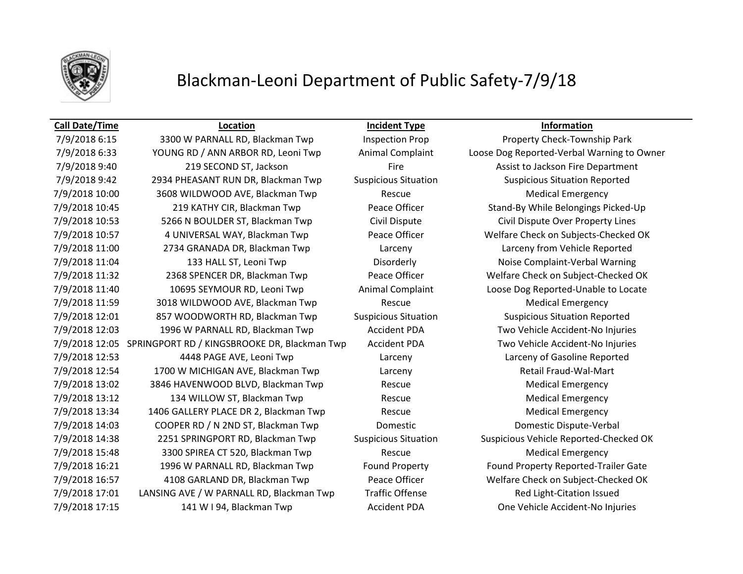# Blackman-Leoni Department of Public Safety-7/9/18

| Call Date/Time | Location | Incident Type | Information |
|---|---|---|---|
| 7/9/2018 6:15 | 3300 W PARNALL RD, Blackman Twp | Inspection Prop | Property Check-Township Park |
| 7/9/2018 6:33 | YOUNG RD / ANN ARBOR RD, Leoni Twp | Animal Complaint | Loose Dog Reported-Verbal Warning to Owner |
| 7/9/2018 9:40 | 219 SECOND ST, Jackson | Fire | Assist to Jackson Fire Department |
| 7/9/2018 9:42 | 2934 PHEASANT RUN DR, Blackman Twp | Suspicious Situation | Suspicious Situation Reported |
| 7/9/2018 10:00 | 3608 WILDWOOD AVE, Blackman Twp | Rescue | Medical Emergency |
| 7/9/2018 10:45 | 219 KATHY CIR, Blackman Twp | Peace Officer | Stand-By While Belongings Picked-Up |
| 7/9/2018 10:53 | 5266 N BOULDER ST, Blackman Twp | Civil Dispute | Civil Dispute Over Property Lines |
| 7/9/2018 10:57 | 4 UNIVERSAL WAY, Blackman Twp | Peace Officer | Welfare Check on Subjects-Checked OK |
| 7/9/2018 11:00 | 2734 GRANADA DR, Blackman Twp | Larceny | Larceny from Vehicle Reported |
| 7/9/2018 11:04 | 133 HALL ST, Leoni Twp | Disorderly | Noise Complaint-Verbal Warning |
| 7/9/2018 11:32 | 2368 SPENCER DR, Blackman Twp | Peace Officer | Welfare Check on Subject-Checked OK |
| 7/9/2018 11:40 | 10695 SEYMOUR RD, Leoni Twp | Animal Complaint | Loose Dog Reported-Unable to Locate |
| 7/9/2018 11:59 | 3018 WILDWOOD AVE, Blackman Twp | Rescue | Medical Emergency |
| 7/9/2018 12:01 | 857 WOODWORTH RD, Blackman Twp | Suspicious Situation | Suspicious Situation Reported |
| 7/9/2018 12:03 | 1996 W PARNALL RD, Blackman Twp | Accident PDA | Two Vehicle Accident-No Injuries |
| 7/9/2018 12:05 | SPRINGPORT RD / KINGSBROOKE DR, Blackman Twp | Accident PDA | Two Vehicle Accident-No Injuries |
| 7/9/2018 12:53 | 4448 PAGE AVE, Leoni Twp | Larceny | Larceny of Gasoline Reported |
| 7/9/2018 12:54 | 1700 W MICHIGAN AVE, Blackman Twp | Larceny | Retail Fraud-Wal-Mart |
| 7/9/2018 13:02 | 3846 HAVENWOOD BLVD, Blackman Twp | Rescue | Medical Emergency |
| 7/9/2018 13:12 | 134 WILLOW ST, Blackman Twp | Rescue | Medical Emergency |
| 7/9/2018 13:34 | 1406 GALLERY PLACE DR 2, Blackman Twp | Rescue | Medical Emergency |
| 7/9/2018 14:03 | COOPER RD / N 2ND ST, Blackman Twp | Domestic | Domestic Dispute-Verbal |
| 7/9/2018 14:38 | 2251 SPRINGPORT RD, Blackman Twp | Suspicious Situation | Suspicious Vehicle Reported-Checked OK |
| 7/9/2018 15:48 | 3300 SPIREA CT 520, Blackman Twp | Rescue | Medical Emergency |
| 7/9/2018 16:21 | 1996 W PARNALL RD, Blackman Twp | Found Property | Found Property Reported-Trailer Gate |
| 7/9/2018 16:57 | 4108 GARLAND DR, Blackman Twp | Peace Officer | Welfare Check on Subject-Checked OK |
| 7/9/2018 17:01 | LANSING AVE / W PARNALL RD, Blackman Twp | Traffic Offense | Red Light-Citation Issued |
| 7/9/2018 17:15 | 141 W I 94, Blackman Twp | Accident PDA | One Vehicle Accident-No Injuries |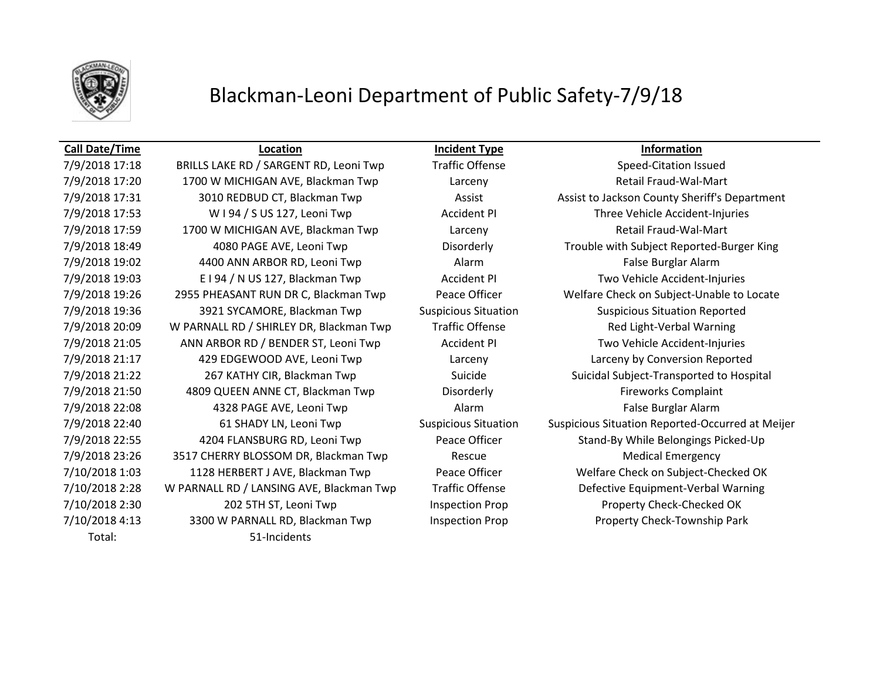# Blackman-Leoni Department of Public Safety-7/9/18

| Call Date/Time | Location | Incident Type | Information |
|---|---|---|---|
| 7/9/2018 17:18 | BRILLS LAKE RD / SARGENT RD, Leoni Twp | Traffic Offense | Speed-Citation Issued |
| 7/9/2018 17:20 | 1700 W MICHIGAN AVE, Blackman Twp | Larceny | Retail Fraud-Wal-Mart |
| 7/9/2018 17:31 | 3010 REDBUD CT, Blackman Twp | Assist | Assist to Jackson County Sheriff's Department |
| 7/9/2018 17:53 | W I 94 / S US 127, Leoni Twp | Accident PI | Three Vehicle Accident-Injuries |
| 7/9/2018 17:59 | 1700 W MICHIGAN AVE, Blackman Twp | Larceny | Retail Fraud-Wal-Mart |
| 7/9/2018 18:49 | 4080 PAGE AVE, Leoni Twp | Disorderly | Trouble with Subject Reported-Burger King |
| 7/9/2018 19:02 | 4400 ANN ARBOR RD, Leoni Twp | Alarm | False Burglar Alarm |
| 7/9/2018 19:03 | E I 94 / N US 127, Blackman Twp | Accident PI | Two Vehicle Accident-Injuries |
| 7/9/2018 19:26 | 2955 PHEASANT RUN DR C, Blackman Twp | Peace Officer | Welfare Check on Subject-Unable to Locate |
| 7/9/2018 19:36 | 3921 SYCAMORE, Blackman Twp | Suspicious Situation | Suspicious Situation Reported |
| 7/9/2018 20:09 | W PARNALL RD / SHIRLEY DR, Blackman Twp | Traffic Offense | Red Light-Verbal Warning |
| 7/9/2018 21:05 | ANN ARBOR RD / BENDER ST, Leoni Twp | Accident PI | Two Vehicle Accident-Injuries |
| 7/9/2018 21:17 | 429 EDGEWOOD AVE, Leoni Twp | Larceny | Larceny by Conversion Reported |
| 7/9/2018 21:22 | 267 KATHY CIR, Blackman Twp | Suicide | Suicidal Subject-Transported to Hospital |
| 7/9/2018 21:50 | 4809 QUEEN ANNE CT, Blackman Twp | Disorderly | Fireworks Complaint |
| 7/9/2018 22:08 | 4328 PAGE AVE, Leoni Twp | Alarm | False Burglar Alarm |
| 7/9/2018 22:40 | 61 SHADY LN, Leoni Twp | Suspicious Situation | Suspicious Situation Reported-Occurred at Meijer |
| 7/9/2018 22:55 | 4204 FLANSBURG RD, Leoni Twp | Peace Officer | Stand-By While Belongings Picked-Up |
| 7/9/2018 23:26 | 3517 CHERRY BLOSSOM DR, Blackman Twp | Rescue | Medical Emergency |
| 7/10/2018 1:03 | 1128 HERBERT J AVE, Blackman Twp | Peace Officer | Welfare Check on Subject-Checked OK |
| 7/10/2018 2:28 | W PARNALL RD / LANSING AVE, Blackman Twp | Traffic Offense | Defective Equipment-Verbal Warning |
| 7/10/2018 2:30 | 202 5TH ST, Leoni Twp | Inspection Prop | Property Check-Checked OK |
| 7/10/2018 4:13 | 3300 W PARNALL RD, Blackman Twp | Inspection Prop | Property Check-Township Park |
| Total: | 51-Incidents | | |